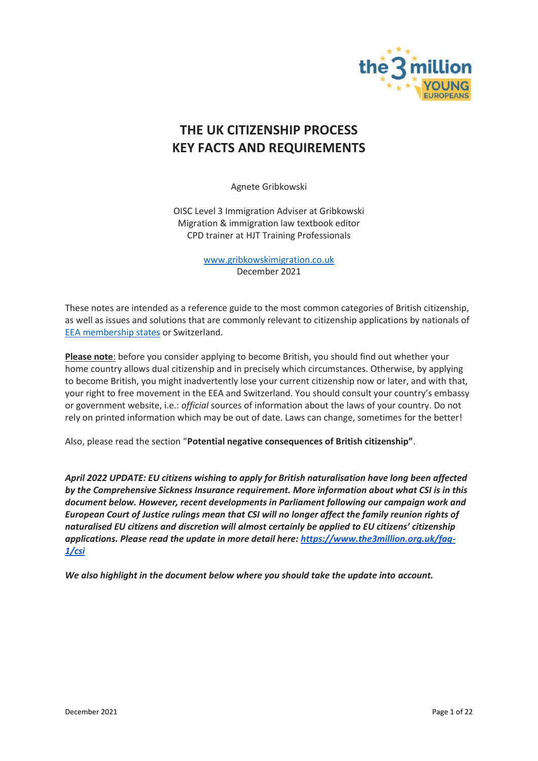# THE UK CITIZENSHIP PROCESS
# KEY FACTS AND REQUIREMENTS

Agnete Gribkowski

OISC Level 3 Immigration Adviser at Gribkowski Migration & immigration law textbook editor
CPD trainer at HJT Training Professionals

[www.gribkowskimigration.co.uk](http://www.gribkowskimigration.co.uk)
December 2021

These notes are intended as a reference guide to the most common categories of British citizenship, as well as issues and solutions that are commonly relevant to citizenship applications by nationals of [EEA membership states](#) or Switzerland.

**Please note**: before you consider applying to become British, you should find out whether your home country allows dual citizenship and in precisely which circumstances. Otherwise, by applying to become British, you might inadvertently lose your current citizenship now or later, and with that, your right to free movement in the EEA and Switzerland. You should consult your country's embassy or government website, i.e.: *official* sources of information about the laws of your country. Do not rely on printed information which may be out of date. Laws can change, sometimes for the better!

Also, please read the section "**Potential negative consequences of British citizenship**".

***April 2022 UPDATE: EU citizens wishing to apply for British naturalisation have long been affected by the Comprehensive Sickness Insurance requirement. More information about what CSI is in this document below. However, recent developments in Parliament following our campaign work and European Court of Justice rulings mean that CSI will no longer affect the family reunion rights of naturalised EU citizens and discretion will almost certainly be applied to EU citizens' citizenship applications. Please read the update in more detail here: [https://www.the3million.org.uk/faq-1/csi](https://www.the3million.org.uk/faq-1/csi)***

***We also highlight in the document below where you should take the update into account.***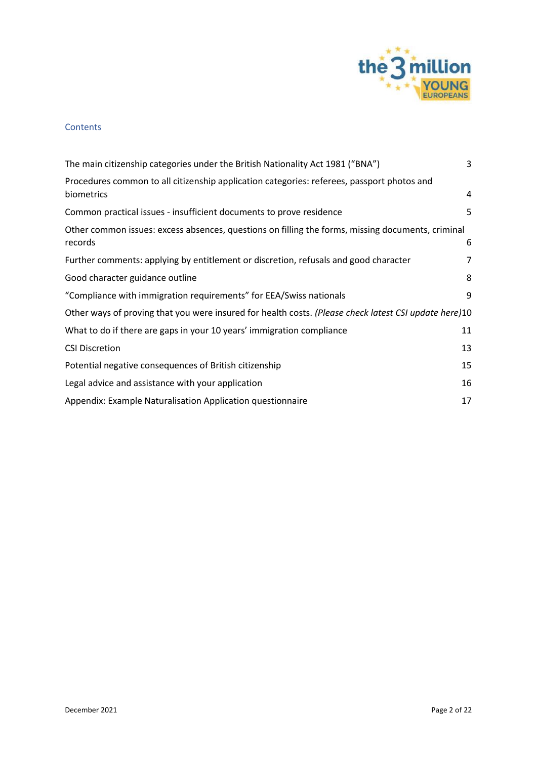## Contents

| | |
|---|---|
| The main citizenship categories under the British Nationality Act 1981 ("BNA") | 3 |
| Procedures common to all citizenship application categories: referees, passport photos and biometrics | 4 |
| Common practical issues - insufficient documents to prove residence | 5 |
| Other common issues: excess absences, questions on filling the forms, missing documents, criminal records | 6 |
| Further comments: applying by entitlement or discretion, refusals and good character | 7 |
| Good character guidance outline | 8 |
| "Compliance with immigration requirements" for EEA/Swiss nationals | 9 |
| Other ways of proving that you were insured for health costs. *(Please check latest CSI update here)* | 10 |
| What to do if there are gaps in your 10 years' immigration compliance | 11 |
| CSI Discretion | 13 |
| Potential negative consequences of British citizenship | 15 |
| Legal advice and assistance with your application | 16 |
| Appendix: Example Naturalisation Application questionnaire | 17 |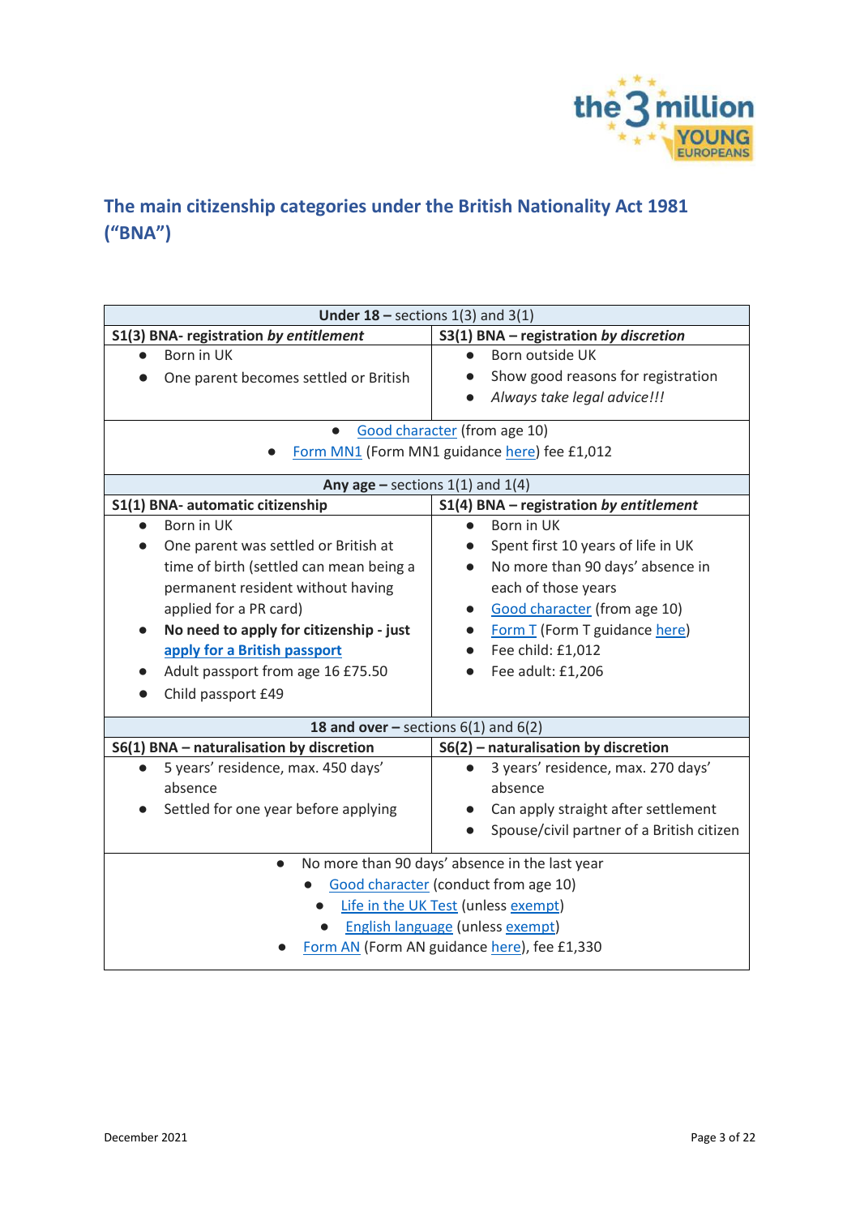## The main citizenship categories under the British Nationality Act 1981 ("BNA")

| **Under 18 –** sections 1(3) and 3(1) | |
|---|---|
| **S1(3) BNA- registration *by entitlement*** | **S3(1) BNA – registration *by discretion*** |
| • Born in UK<br>• One parent becomes settled or British | • Born outside UK<br>• Show good reasons for registration<br>• *Always take legal advice!!!* |
| • Good character (from age 10)<br>• Form MN1 (Form MN1 guidance here) fee £1,012 | |
| **Any age –** sections 1(1) and 1(4) | |
| **S1(1) BNA- automatic citizenship** | **S1(4) BNA – registration *by entitlement*** |
| • Born in UK<br>• One parent was settled or British at time of birth (settled can mean being a permanent resident without having applied for a PR card)<br>• **No need to apply for citizenship - just apply for a British passport**<br>• Adult passport from age 16 £75.50<br>• Child passport £49 | • Born in UK<br>• Spent first 10 years of life in UK<br>• No more than 90 days' absence in each of those years<br>• Good character (from age 10)<br>• Form T (Form T guidance here)<br>• Fee child: £1,012<br>• Fee adult: £1,206 |
| **18 and over –** sections 6(1) and 6(2) | |
| **S6(1) BNA – naturalisation by discretion** | **S6(2) – naturalisation by discretion** |
| • 5 years' residence, max. 450 days' absence<br>• Settled for one year before applying | • 3 years' residence, max. 270 days' absence<br>• Can apply straight after settlement<br>• Spouse/civil partner of a British citizen |
| • No more than 90 days' absence in the last year<br>• Good character (conduct from age 10)<br>• Life in the UK Test (unless exempt)<br>• English language (unless exempt)<br>• Form AN (Form AN guidance here), fee £1,330 | |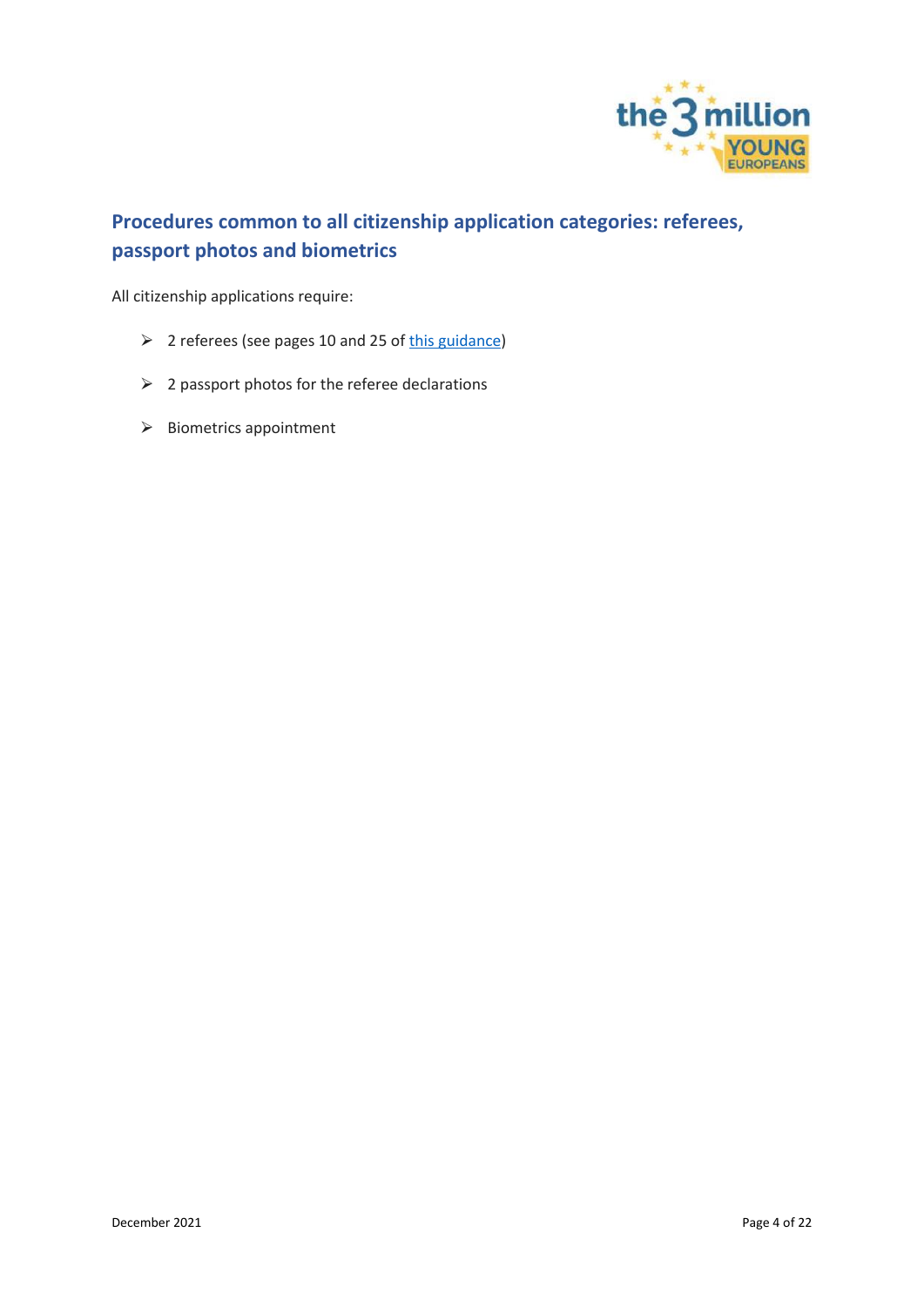## Procedures common to all citizenship application categories: referees, passport photos and biometrics

All citizenship applications require:

- 2 referees (see pages 10 and 25 of this guidance)
- 2 passport photos for the referee declarations
- Biometrics appointment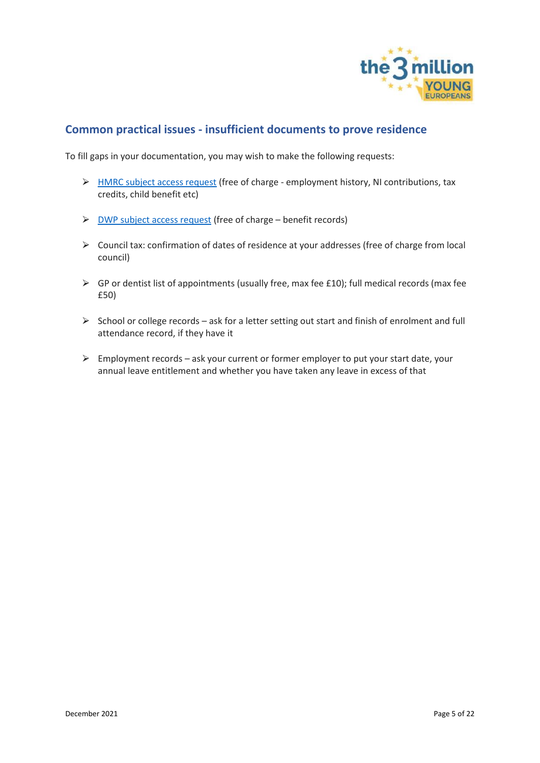## Common practical issues - insufficient documents to prove residence

To fill gaps in your documentation, you may wish to make the following requests:

- HMRC subject access request (free of charge - employment history, NI contributions, tax credits, child benefit etc)
- DWP subject access request (free of charge – benefit records)
- Council tax: confirmation of dates of residence at your addresses (free of charge from local council)
- GP or dentist list of appointments (usually free, max fee £10); full medical records (max fee £50)
- School or college records – ask for a letter setting out start and finish of enrolment and full attendance record, if they have it
- Employment records – ask your current or former employer to put your start date, your annual leave entitlement and whether you have taken any leave in excess of that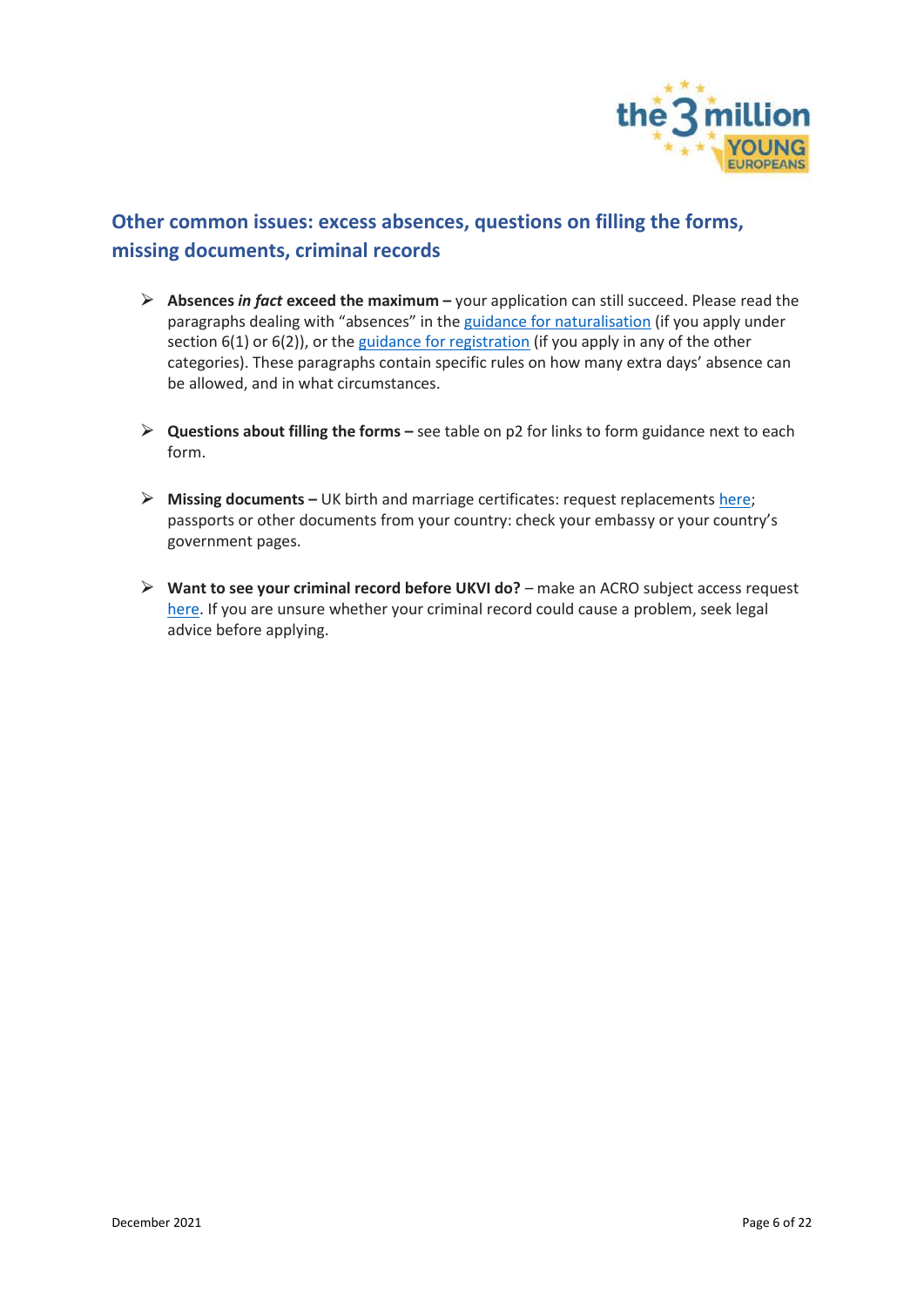## Other common issues: excess absences, questions on filling the forms, missing documents, criminal records

- **Absences *in fact* exceed the maximum –** your application can still succeed. Please read the paragraphs dealing with "absences" in the guidance for naturalisation (if you apply under section 6(1) or 6(2)), or the guidance for registration (if you apply in any of the other categories). These paragraphs contain specific rules on how many extra days' absence can be allowed, and in what circumstances.

- **Questions about filling the forms –** see table on p2 for links to form guidance next to each form.

- **Missing documents –** UK birth and marriage certificates: request replacements here; passports or other documents from your country: check your embassy or your country's government pages.

- **Want to see your criminal record before UKVI do?** – make an ACRO subject access request here. If you are unsure whether your criminal record could cause a problem, seek legal advice before applying.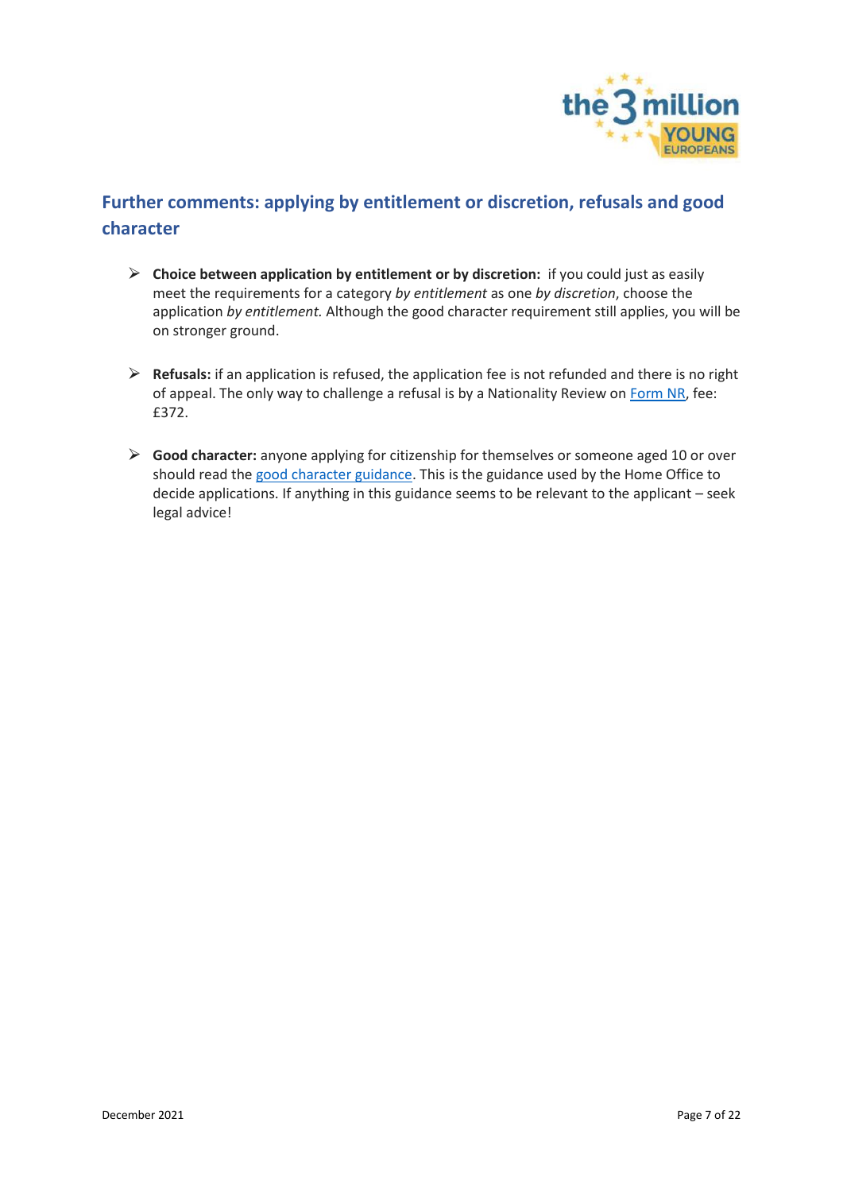## Further comments: applying by entitlement or discretion, refusals and good character

- **Choice between application by entitlement or by discretion:** if you could just as easily meet the requirements for a category *by entitlement* as one *by discretion*, choose the application *by entitlement.* Although the good character requirement still applies, you will be on stronger ground.

- **Refusals:** if an application is refused, the application fee is not refunded and there is no right of appeal. The only way to challenge a refusal is by a Nationality Review on Form NR, fee: £372.

- **Good character:** anyone applying for citizenship for themselves or someone aged 10 or over should read the good character guidance. This is the guidance used by the Home Office to decide applications. If anything in this guidance seems to be relevant to the applicant – seek legal advice!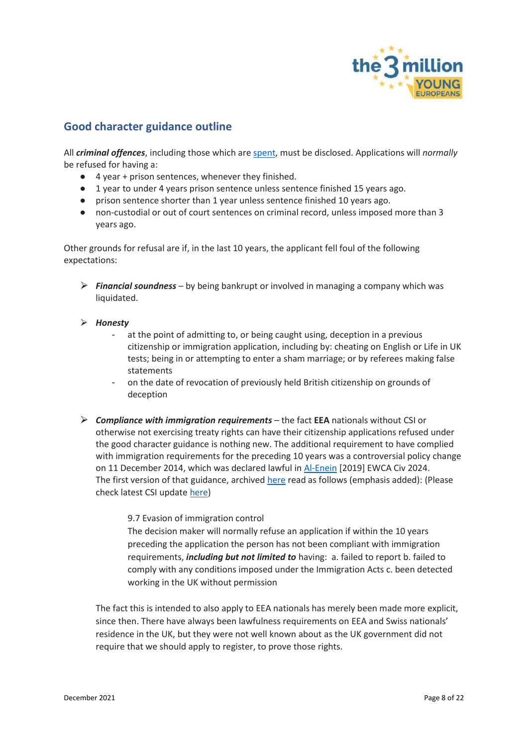## Good character guidance outline

All ***criminal offences***, including those which are spent, must be disclosed. Applications will *normally* be refused for having a:

- 4 year + prison sentences, whenever they finished.
- 1 year to under 4 years prison sentence unless sentence finished 15 years ago.
- prison sentence shorter than 1 year unless sentence finished 10 years ago.
- non-custodial or out of court sentences on criminal record, unless imposed more than 3 years ago.

Other grounds for refusal are if, in the last 10 years, the applicant fell foul of the following expectations:

- ***Financial soundness*** – by being bankrupt or involved in managing a company which was liquidated.

- ***Honesty***
  - at the point of admitting to, or being caught using, deception in a previous citizenship or immigration application, including by: cheating on English or Life in UK tests; being in or attempting to enter a sham marriage; or by referees making false statements
  - on the date of revocation of previously held British citizenship on grounds of deception

- ***Compliance with immigration requirements*** – the fact **EEA** nationals without CSI or otherwise not exercising treaty rights can have their citizenship applications refused under the good character guidance is nothing new. The additional requirement to have complied with immigration requirements for the preceding 10 years was a controversial policy change on 11 December 2014, which was declared lawful in Al-Enein [2019] EWCA Civ 2024. The first version of that guidance, archived here read as follows (emphasis added): (Please check latest CSI update here)

  > 9.7 Evasion of immigration control
  > The decision maker will normally refuse an application if within the 10 years preceding the application the person has not been compliant with immigration requirements, ***including but not limited to*** having: a. failed to report b. failed to comply with any conditions imposed under the Immigration Acts c. been detected working in the UK without permission

  The fact this is intended to also apply to EEA nationals has merely been made more explicit, since then. There have always been lawfulness requirements on EEA and Swiss nationals' residence in the UK, but they were not well known about as the UK government did not require that we should apply to register, to prove those rights.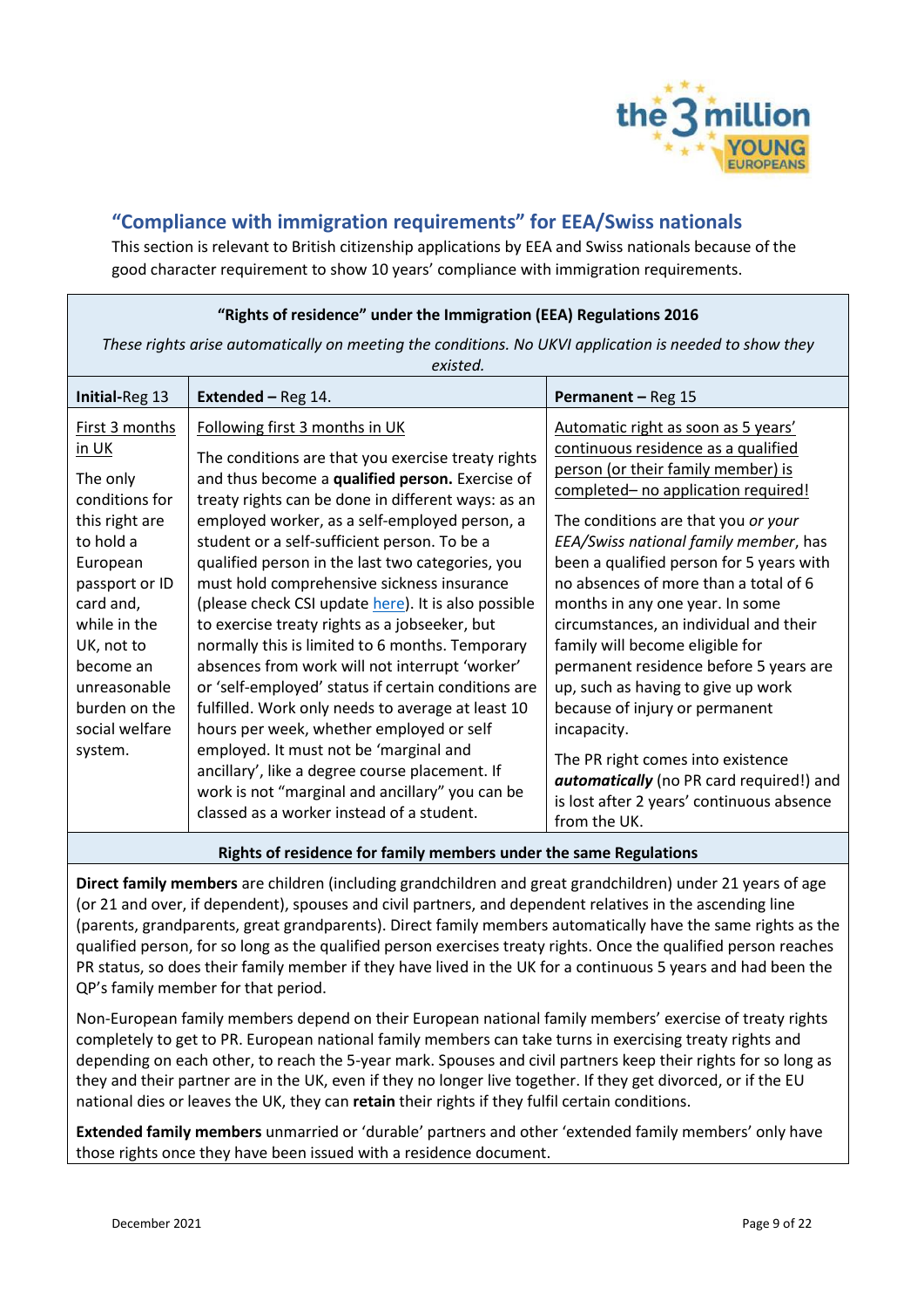## "Compliance with immigration requirements" for EEA/Swiss nationals

This section is relevant to British citizenship applications by EEA and Swiss nationals because of the good character requirement to show 10 years' compliance with immigration requirements.

**"Rights of residence" under the Immigration (EEA) Regulations 2016**

*These rights arise automatically on meeting the conditions. No UKVI application is needed to show they existed.*

| **Initial**-Reg 13 | **Extended** – Reg 14. | **Permanent** – Reg 15 |
|---|---|---|
| First 3 months in UK<br><br>The only conditions for this right are to hold a European passport or ID card and, while in the UK, not to become an unreasonable burden on the social welfare system. | Following first 3 months in UK<br><br>The conditions are that you exercise treaty rights and thus become a **qualified person.** Exercise of treaty rights can be done in different ways: as an employed worker, as a self-employed person, a student or a self-sufficient person. To be a qualified person in the last two categories, you must hold comprehensive sickness insurance (please check CSI update here). It is also possible to exercise treaty rights as a jobseeker, but normally this is limited to 6 months. Temporary absences from work will not interrupt 'worker' or 'self-employed' status if certain conditions are fulfilled. Work only needs to average at least 10 hours per week, whether employed or self employed. It must not be 'marginal and ancillary', like a degree course placement. If work is not "marginal and ancillary" you can be classed as a worker instead of a student. | Automatic right as soon as 5 years' continuous residence as a qualified person (or their family member) is completed– no application required!<br><br>The conditions are that you *or your EEA/Swiss national family member*, has been a qualified person for 5 years with no absences of more than a total of 6 months in any one year. In some circumstances, an individual and their family will become eligible for permanent residence before 5 years are up, such as having to give up work because of injury or permanent incapacity.<br><br>The PR right comes into existence ***automatically*** (no PR card required!) and is lost after 2 years' continuous absence from the UK. |

**Rights of residence for family members under the same Regulations**

**Direct family members** are children (including grandchildren and great grandchildren) under 21 years of age (or 21 and over, if dependent), spouses and civil partners, and dependent relatives in the ascending line (parents, grandparents, great grandparents). Direct family members automatically have the same rights as the qualified person, for so long as the qualified person exercises treaty rights. Once the qualified person reaches PR status, so does their family member if they have lived in the UK for a continuous 5 years and had been the QP's family member for that period.

Non-European family members depend on their European national family members' exercise of treaty rights completely to get to PR. European national family members can take turns in exercising treaty rights and depending on each other, to reach the 5-year mark. Spouses and civil partners keep their rights for so long as they and their partner are in the UK, even if they no longer live together. If they get divorced, or if the EU national dies or leaves the UK, they can **retain** their rights if they fulfil certain conditions.

**Extended family members** unmarried or 'durable' partners and other 'extended family members' only have those rights once they have been issued with a residence document.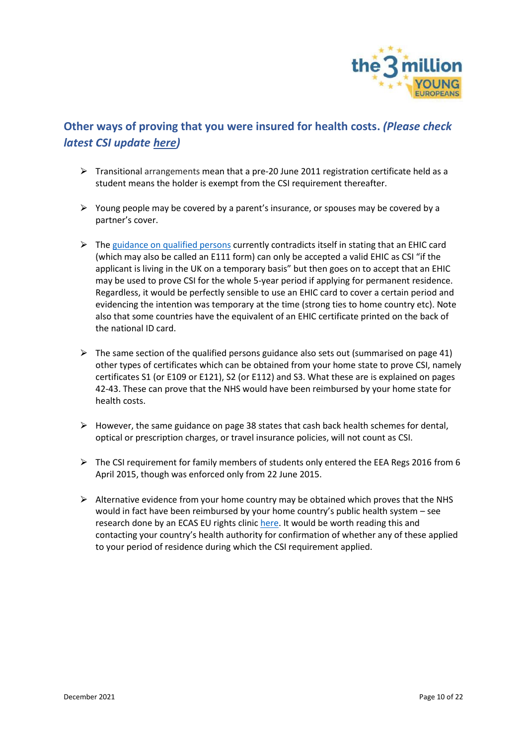## Other ways of proving that you were insured for health costs. *(Please check latest CSI update [here](#))*

- Transitional arrangements mean that a pre-20 June 2011 registration certificate held as a student means the holder is exempt from the CSI requirement thereafter.

- Young people may be covered by a parent's insurance, or spouses may be covered by a partner's cover.

- The [guidance on qualified persons](#) currently contradicts itself in stating that an EHIC card (which may also be called an E111 form) can only be accepted a valid EHIC as CSI "if the applicant is living in the UK on a temporary basis" but then goes on to accept that an EHIC may be used to prove CSI for the whole 5-year period if applying for permanent residence. Regardless, it would be perfectly sensible to use an EHIC card to cover a certain period and evidencing the intention was temporary at the time (strong ties to home country etc). Note also that some countries have the equivalent of an EHIC certificate printed on the back of the national ID card.

- The same section of the qualified persons guidance also sets out (summarised on page 41) other types of certificates which can be obtained from your home state to prove CSI, namely certificates S1 (or E109 or E121), S2 (or E112) and S3. What these are is explained on pages 42-43. These can prove that the NHS would have been reimbursed by your home state for health costs.

- However, the same guidance on page 38 states that cash back health schemes for dental, optical or prescription charges, or travel insurance policies, will not count as CSI.

- The CSI requirement for family members of students only entered the EEA Regs 2016 from 6 April 2015, though was enforced only from 22 June 2015.

- Alternative evidence from your home country may be obtained which proves that the NHS would in fact have been reimbursed by your home country's public health system – see research done by an ECAS EU rights clinic [here](#). It would be worth reading this and contacting your country's health authority for confirmation of whether any of these applied to your period of residence during which the CSI requirement applied.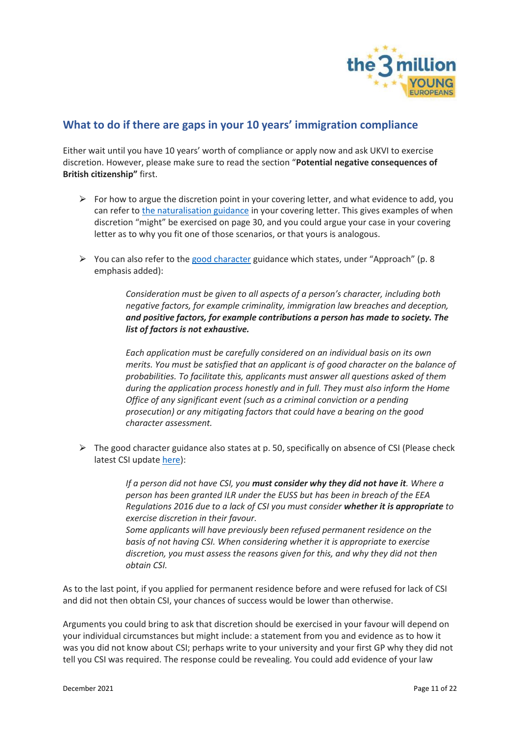## What to do if there are gaps in your 10 years' immigration compliance

Either wait until you have 10 years' worth of compliance or apply now and ask UKVI to exercise discretion. However, please make sure to read the section "**Potential negative consequences of British citizenship"** first.

- For how to argue the discretion point in your covering letter, and what evidence to add, you can refer to [the naturalisation guidance]() in your covering letter. This gives examples of when discretion "might" be exercised on page 30, and you could argue your case in your covering letter as to why you fit one of those scenarios, or that yours is analogous.

- You can also refer to the [good character]() guidance which states, under "Approach" (p. 8 emphasis added):

  > *Consideration must be given to all aspects of a person's character, including both negative factors, for example criminality, immigration law breaches and deception,* ***and positive factors, for example contributions a person has made to society. The list of factors is not exhaustive.***
  >
  > *Each application must be carefully considered on an individual basis on its own merits. You must be satisfied that an applicant is of good character on the balance of probabilities. To facilitate this, applicants must answer all questions asked of them during the application process honestly and in full. They must also inform the Home Office of any significant event (such as a criminal conviction or a pending prosecution) or any mitigating factors that could have a bearing on the good character assessment.*

- The good character guidance also states at p. 50, specifically on absence of CSI (Please check latest CSI update [here]()):

  > *If a person did not have CSI, you* ***must consider why they did not have it****. Where a person has been granted ILR under the EUSS but has been in breach of the EEA Regulations 2016 due to a lack of CSI you must consider* ***whether it is appropriate*** *to exercise discretion in their favour.*
  > *Some applicants will have previously been refused permanent residence on the basis of not having CSI. When considering whether it is appropriate to exercise discretion, you must assess the reasons given for this, and why they did not then obtain CSI.*

As to the last point, if you applied for permanent residence before and were refused for lack of CSI and did not then obtain CSI, your chances of success would be lower than otherwise.

Arguments you could bring to ask that discretion should be exercised in your favour will depend on your individual circumstances but might include: a statement from you and evidence as to how it was you did not know about CSI; perhaps write to your university and your first GP why they did not tell you CSI was required. The response could be revealing. You could add evidence of your law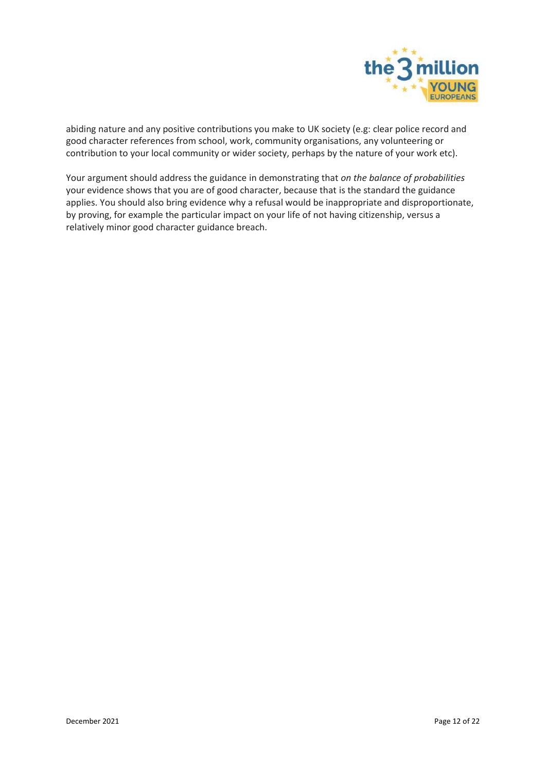abiding nature and any positive contributions you make to UK society (e.g: clear police record and good character references from school, work, community organisations, any volunteering or contribution to your local community or wider society, perhaps by the nature of your work etc).

Your argument should address the guidance in demonstrating that *on the balance of probabilities* your evidence shows that you are of good character, because that is the standard the guidance applies. You should also bring evidence why a refusal would be inappropriate and disproportionate, by proving, for example the particular impact on your life of not having citizenship, versus a relatively minor good character guidance breach.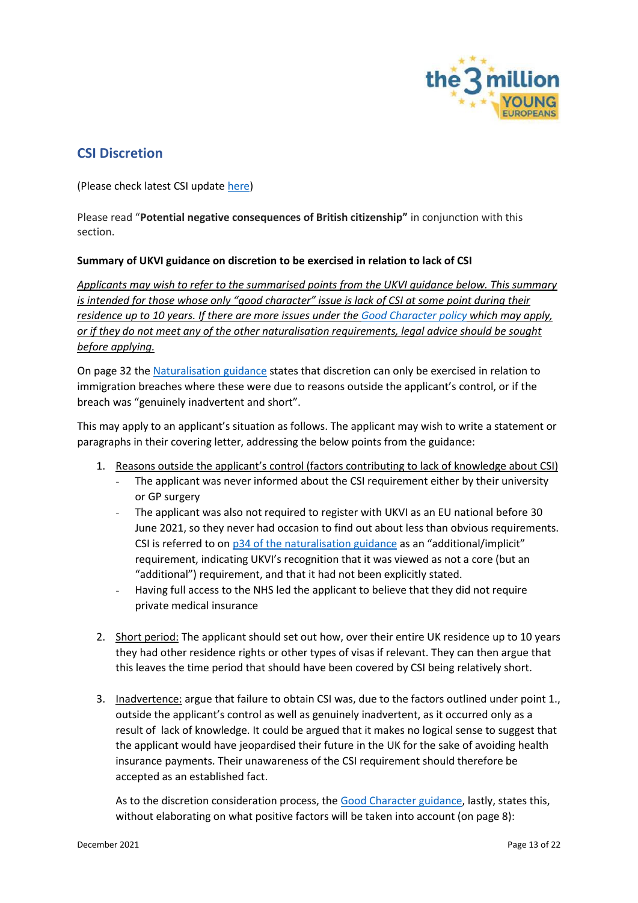## CSI Discretion

(Please check latest CSI update here)

Please read "**Potential negative consequences of British citizenship"** in conjunction with this section.

**Summary of UKVI guidance on discretion to be exercised in relation to lack of CSI**

*Applicants may wish to refer to the summarised points from the UKVI guidance below. This summary is intended for those whose only "good character" issue is lack of CSI at some point during their residence up to 10 years. If there are more issues under the Good Character policy which may apply, or if they do not meet any of the other naturalisation requirements, legal advice should be sought before applying.*

On page 32 the Naturalisation guidance states that discretion can only be exercised in relation to immigration breaches where these were due to reasons outside the applicant's control, or if the breach was "genuinely inadvertent and short".

This may apply to an applicant's situation as follows. The applicant may wish to write a statement or paragraphs in their covering letter, addressing the below points from the guidance:

1. Reasons outside the applicant's control (factors contributing to lack of knowledge about CSI)
   - The applicant was never informed about the CSI requirement either by their university or GP surgery
   - The applicant was also not required to register with UKVI as an EU national before 30 June 2021, so they never had occasion to find out about less than obvious requirements. CSI is referred to on p34 of the naturalisation guidance as an "additional/implicit" requirement, indicating UKVI's recognition that it was viewed as not a core (but an "additional") requirement, and that it had not been explicitly stated.
   - Having full access to the NHS led the applicant to believe that they did not require private medical insurance

2. Short period: The applicant should set out how, over their entire UK residence up to 10 years they had other residence rights or other types of visas if relevant. They can then argue that this leaves the time period that should have been covered by CSI being relatively short.

3. Inadvertence: argue that failure to obtain CSI was, due to the factors outlined under point 1., outside the applicant's control as well as genuinely inadvertent, as it occurred only as a result of lack of knowledge. It could be argued that it makes no logical sense to suggest that the applicant would have jeopardised their future in the UK for the sake of avoiding health insurance payments. Their unawareness of the CSI requirement should therefore be accepted as an established fact.

   As to the discretion consideration process, the Good Character guidance, lastly, states this, without elaborating on what positive factors will be taken into account (on page 8):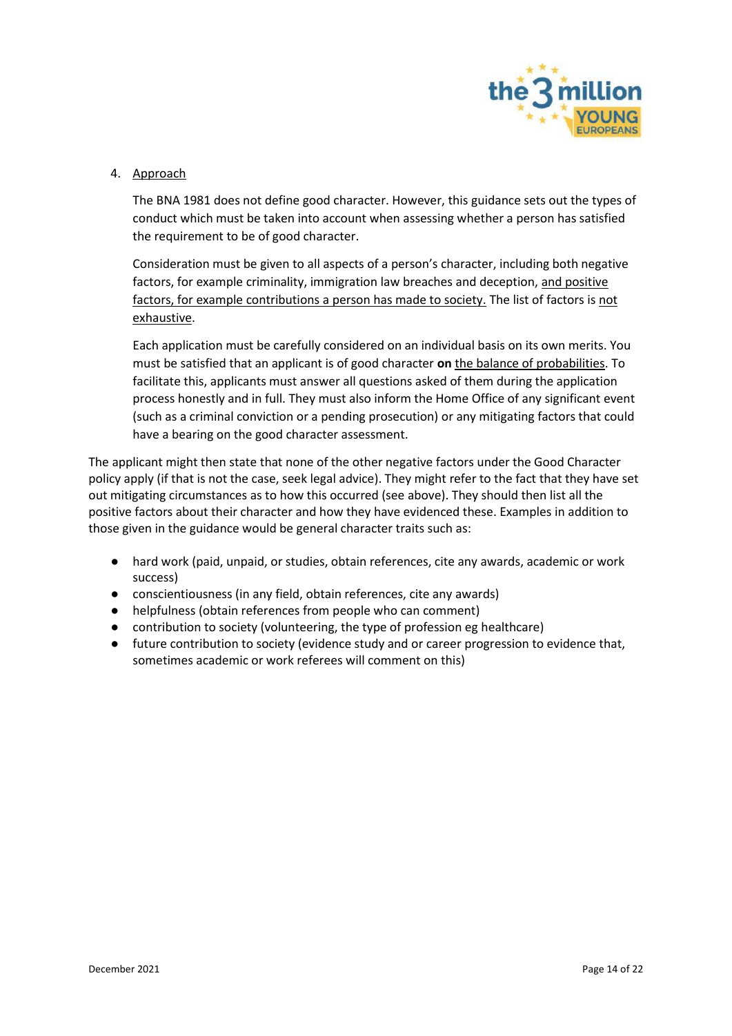4. <u>Approach</u>

   The BNA 1981 does not define good character. However, this guidance sets out the types of conduct which must be taken into account when assessing whether a person has satisfied the requirement to be of good character.

   Consideration must be given to all aspects of a person's character, including both negative factors, for example criminality, immigration law breaches and deception, <u>and positive factors, for example contributions a person has made to society.</u> The list of factors is <u>not exhaustive</u>.

   Each application must be carefully considered on an individual basis on its own merits. You must be satisfied that an applicant is of good character **on** <u>the balance of probabilities</u>. To facilitate this, applicants must answer all questions asked of them during the application process honestly and in full. They must also inform the Home Office of any significant event (such as a criminal conviction or a pending prosecution) or any mitigating factors that could have a bearing on the good character assessment.

The applicant might then state that none of the other negative factors under the Good Character policy apply (if that is not the case, seek legal advice). They might refer to the fact that they have set out mitigating circumstances as to how this occurred (see above). They should then list all the positive factors about their character and how they have evidenced these. Examples in addition to those given in the guidance would be general character traits such as:

- hard work (paid, unpaid, or studies, obtain references, cite any awards, academic or work success)
- conscientiousness (in any field, obtain references, cite any awards)
- helpfulness (obtain references from people who can comment)
- contribution to society (volunteering, the type of profession eg healthcare)
- future contribution to society (evidence study and or career progression to evidence that, sometimes academic or work referees will comment on this)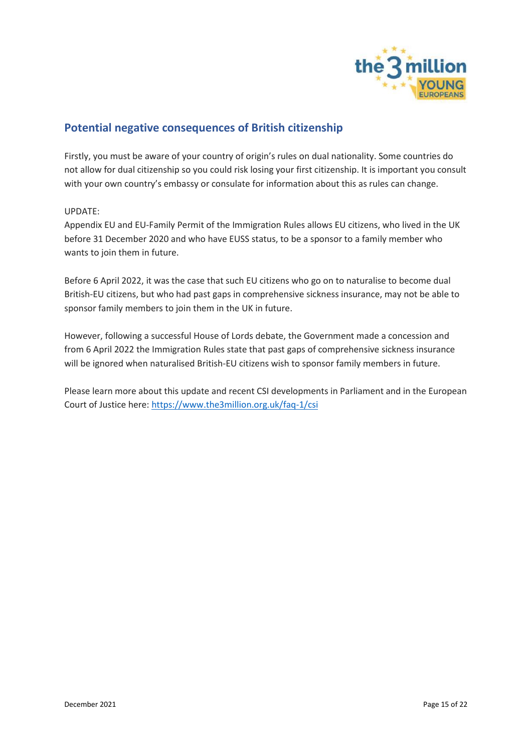## Potential negative consequences of British citizenship

Firstly, you must be aware of your country of origin's rules on dual nationality. Some countries do not allow for dual citizenship so you could risk losing your first citizenship. It is important you consult with your own country's embassy or consulate for information about this as rules can change.

UPDATE:
Appendix EU and EU-Family Permit of the Immigration Rules allows EU citizens, who lived in the UK before 31 December 2020 and who have EUSS status, to be a sponsor to a family member who wants to join them in future.

Before 6 April 2022, it was the case that such EU citizens who go on to naturalise to become dual British-EU citizens, but who had past gaps in comprehensive sickness insurance, may not be able to sponsor family members to join them in the UK in future.

However, following a successful House of Lords debate, the Government made a concession and from 6 April 2022 the Immigration Rules state that past gaps of comprehensive sickness insurance will be ignored when naturalised British-EU citizens wish to sponsor family members in future.

Please learn more about this update and recent CSI developments in Parliament and in the European Court of Justice here: https://www.the3million.org.uk/faq-1/csi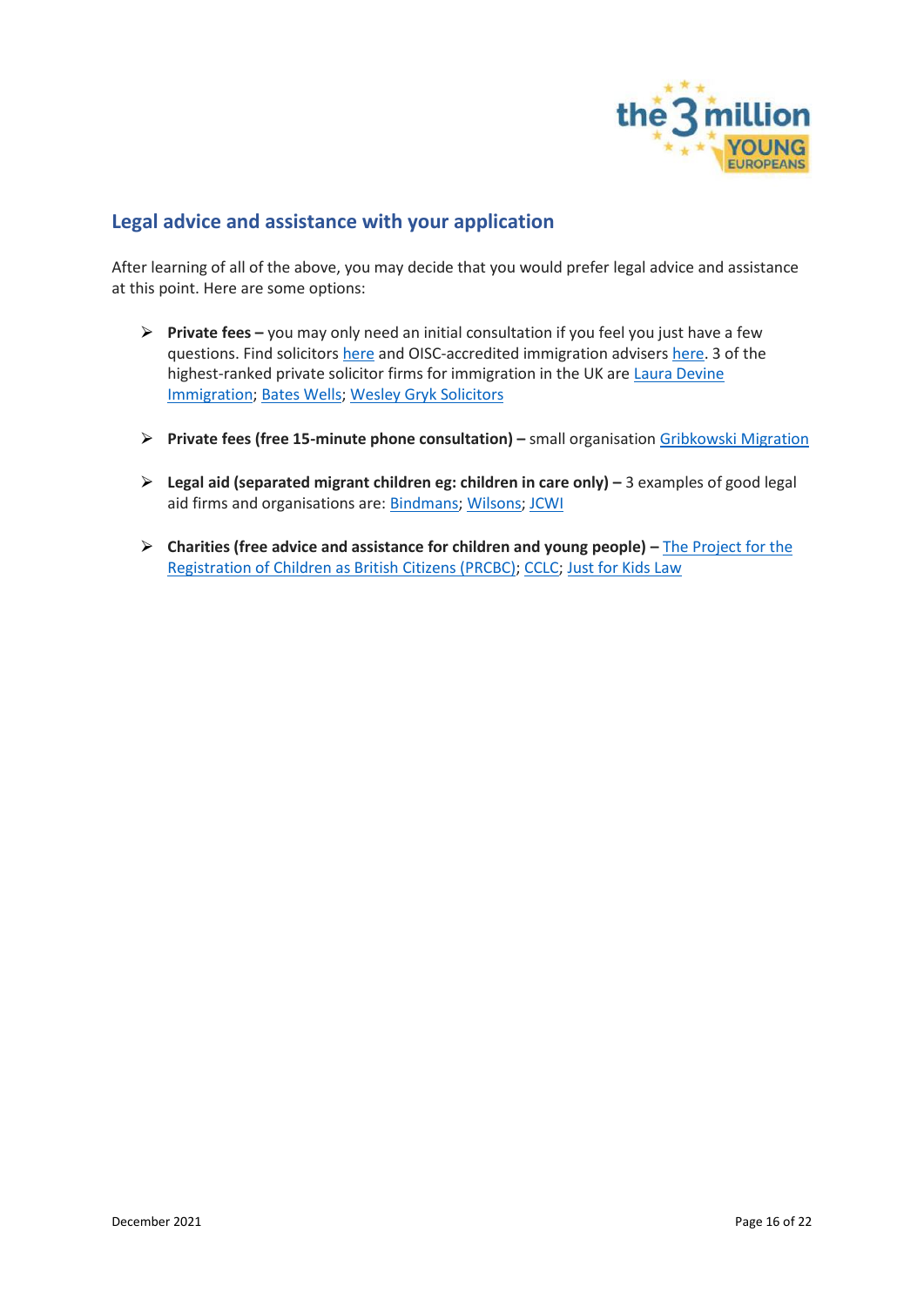## Legal advice and assistance with your application

After learning of all of the above, you may decide that you would prefer legal advice and assistance at this point. Here are some options:

- **Private fees –** you may only need an initial consultation if you feel you just have a few questions. Find solicitors here and OISC-accredited immigration advisers here. 3 of the highest-ranked private solicitor firms for immigration in the UK are Laura Devine Immigration; Bates Wells; Wesley Gryk Solicitors

- **Private fees (free 15-minute phone consultation) –** small organisation Gribkowski Migration

- **Legal aid (separated migrant children eg: children in care only) –** 3 examples of good legal aid firms and organisations are: Bindmans; Wilsons; JCWI

- **Charities (free advice and assistance for children and young people) –** The Project for the Registration of Children as British Citizens (PRCBC); CCLC; Just for Kids Law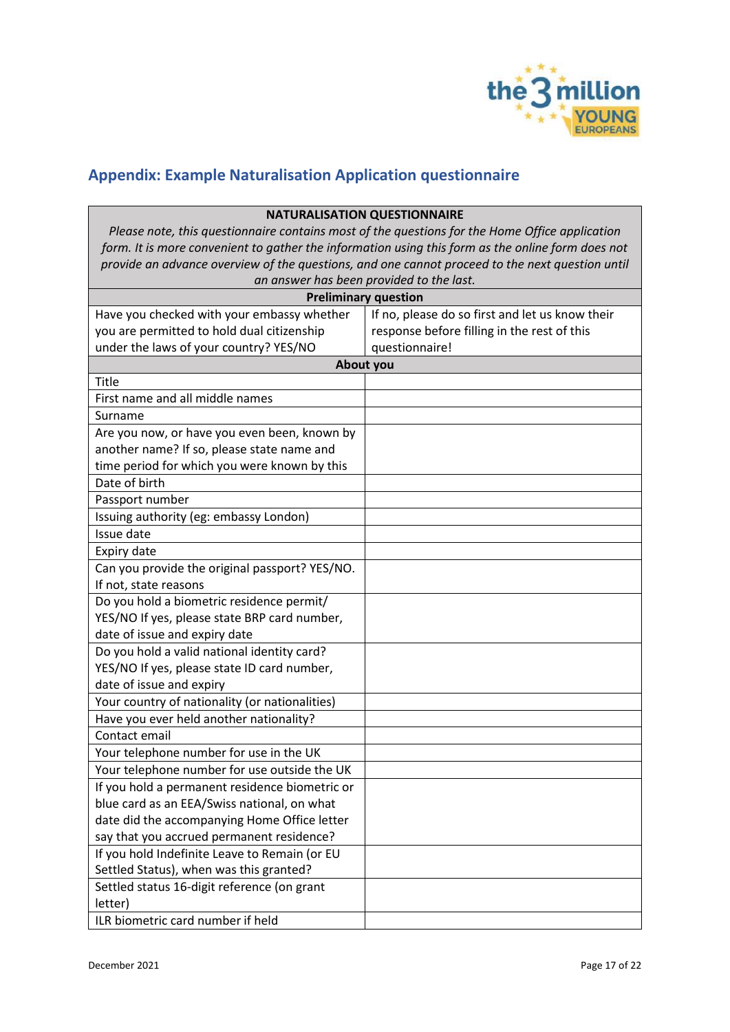## Appendix: Example Naturalisation Application questionnaire

| NATURALISATION QUESTIONNAIRE | |
|---|---|
| *Please note, this questionnaire contains most of the questions for the Home Office application form. It is more convenient to gather the information using this form as the online form does not provide an advance overview of the questions, and one cannot proceed to the next question until an answer has been provided to the last.* | |
| **Preliminary question** | |
| Have you checked with your embassy whether you are permitted to hold dual citizenship under the laws of your country? YES/NO | If no, please do so first and let us know their response before filling in the rest of this questionnaire! |
| **About you** | |
| Title | |
| First name and all middle names | |
| Surname | |
| Are you now, or have you even been, known by another name? If so, please state name and time period for which you were known by this | |
| Date of birth | |
| Passport number | |
| Issuing authority (eg: embassy London) | |
| Issue date | |
| Expiry date | |
| Can you provide the original passport? YES/NO. If not, state reasons | |
| Do you hold a biometric residence permit/ YES/NO If yes, please state BRP card number, date of issue and expiry date | |
| Do you hold a valid national identity card? YES/NO If yes, please state ID card number, date of issue and expiry | |
| Your country of nationality (or nationalities) | |
| Have you ever held another nationality? | |
| Contact email | |
| Your telephone number for use in the UK | |
| Your telephone number for use outside the UK | |
| If you hold a permanent residence biometric or blue card as an EEA/Swiss national, on what date did the accompanying Home Office letter say that you accrued permanent residence? | |
| If you hold Indefinite Leave to Remain (or EU Settled Status), when was this granted? | |
| Settled status 16-digit reference (on grant letter) | |
| ILR biometric card number if held | |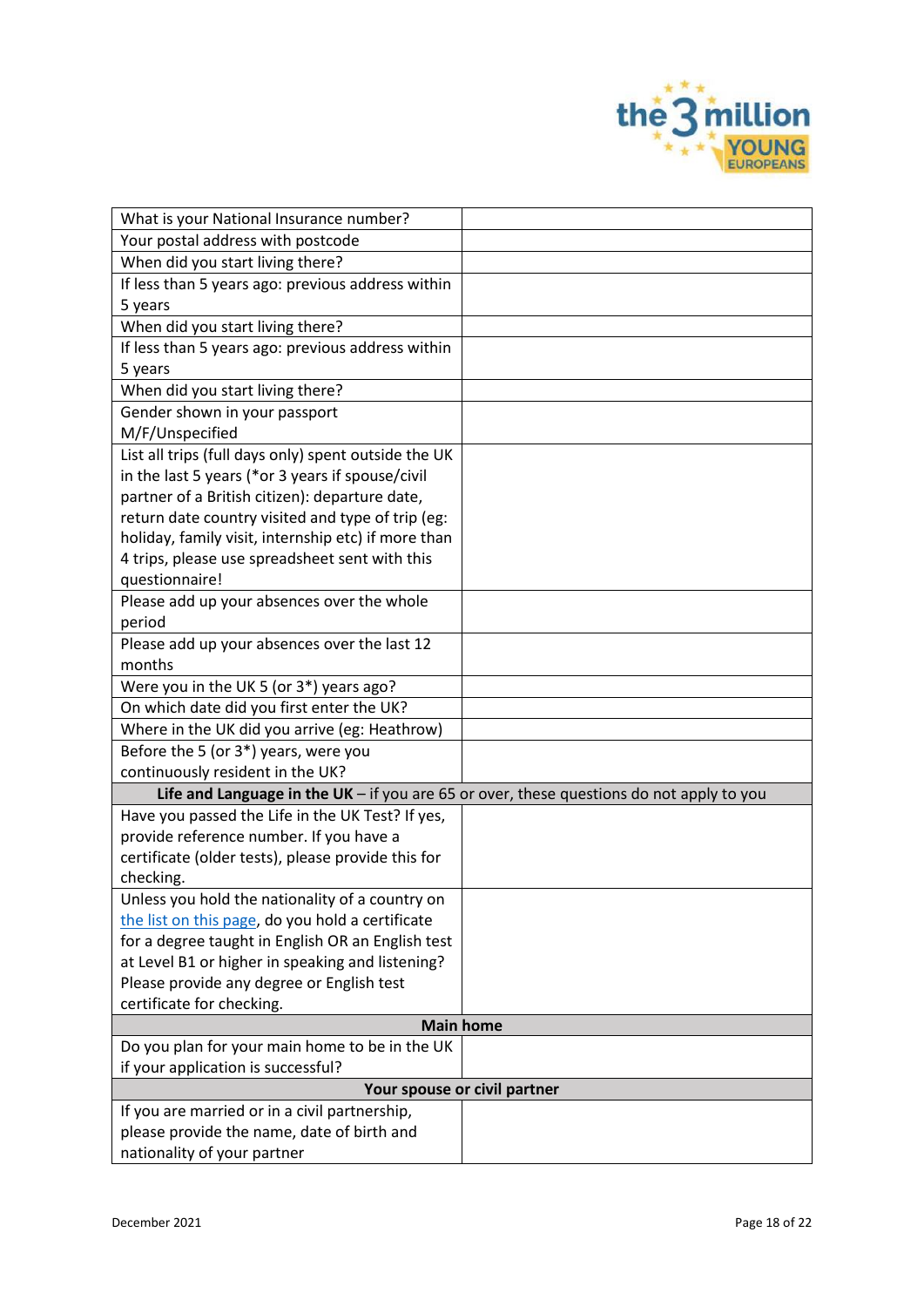| | |
|---|---|
| What is your National Insurance number? | |
| Your postal address with postcode | |
| When did you start living there? | |
| If less than 5 years ago: previous address within 5 years | |
| When did you start living there? | |
| If less than 5 years ago: previous address within 5 years | |
| When did you start living there? | |
| Gender shown in your passport M/F/Unspecified | |
| List all trips (full days only) spent outside the UK in the last 5 years (*or 3 years if spouse/civil partner of a British citizen): departure date, return date country visited and type of trip (eg: holiday, family visit, internship etc) if more than 4 trips, please use spreadsheet sent with this questionnaire! | |
| Please add up your absences over the whole period | |
| Please add up your absences over the last 12 months | |
| Were you in the UK 5 (or 3*) years ago? | |
| On which date did you first enter the UK? | |
| Where in the UK did you arrive (eg: Heathrow) | |
| Before the 5 (or 3*) years, were you continuously resident in the UK? | |
| **Life and Language in the UK** – if you are 65 or over, these questions do not apply to you | |
| Have you passed the Life in the UK Test? If yes, provide reference number. If you have a certificate (older tests), please provide this for checking. | |
| Unless you hold the nationality of a country on the list on this page, do you hold a certificate for a degree taught in English OR an English test at Level B1 or higher in speaking and listening? Please provide any degree or English test certificate for checking. | |
| **Main home** | |
| Do you plan for your main home to be in the UK if your application is successful? | |
| **Your spouse or civil partner** | |
| If you are married or in a civil partnership, please provide the name, date of birth and nationality of your partner | |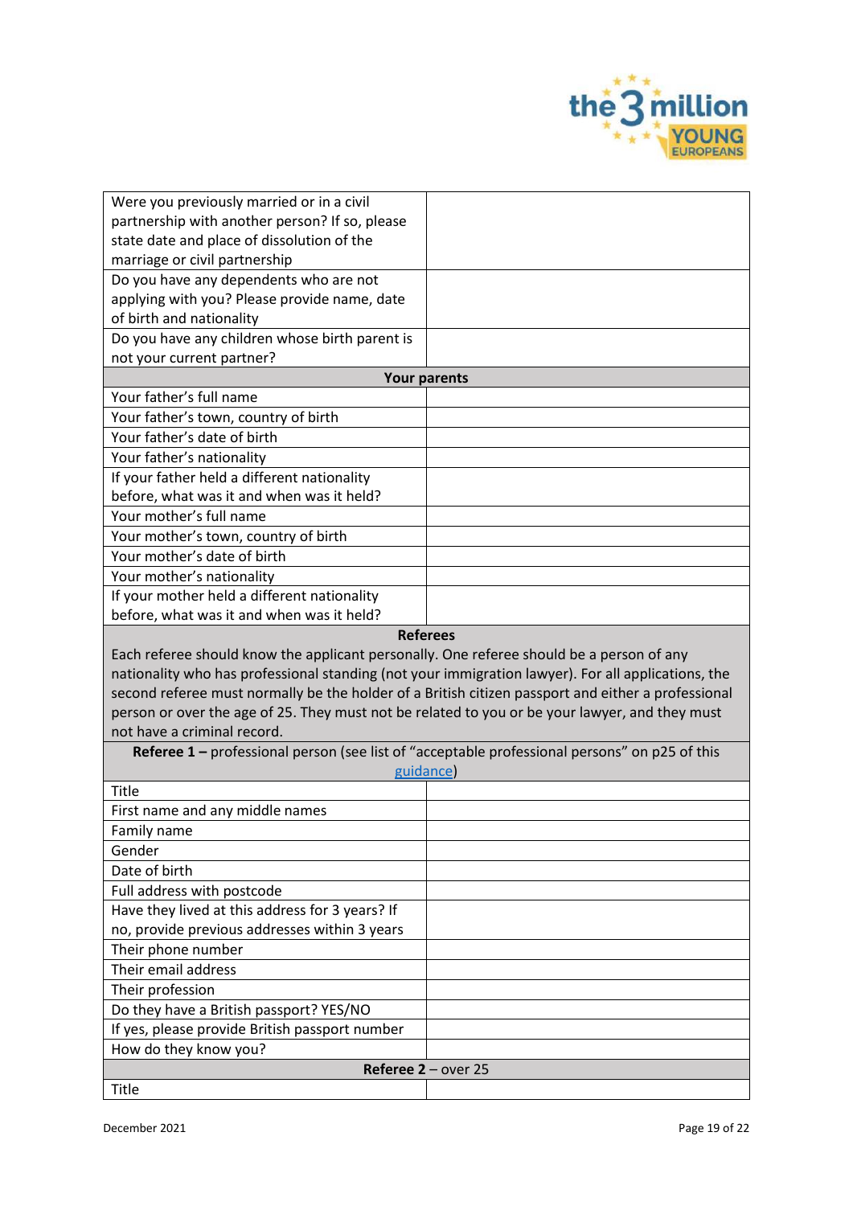| Were you previously married or in a civil partnership with another person? If so, please state date and place of dissolution of the marriage or civil partnership | |
|---|---|
| Do you have any dependents who are not applying with you? Please provide name, date of birth and nationality | |
| Do you have any children whose birth parent is not your current partner? | |
| **Your parents** | |
| Your father's full name | |
| Your father's town, country of birth | |
| Your father's date of birth | |
| Your father's nationality | |
| If your father held a different nationality before, what was it and when was it held? | |
| Your mother's full name | |
| Your mother's town, country of birth | |
| Your mother's date of birth | |
| Your mother's nationality | |
| If your mother held a different nationality before, what was it and when was it held? | |
| **Referees** Each referee should know the applicant personally. One referee should be a person of any nationality who has professional standing (not your immigration lawyer). For all applications, the second referee must normally be the holder of a British citizen passport and either a professional person or over the age of 25. They must not be related to you or be your lawyer, and they must not have a criminal record. | |
| **Referee 1 –** professional person (see list of "acceptable professional persons" on p25 of this [guidance]) | |
| Title | |
| First name and any middle names | |
| Family name | |
| Gender | |
| Date of birth | |
| Full address with postcode | |
| Have they lived at this address for 3 years? If no, provide previous addresses within 3 years | |
| Their phone number | |
| Their email address | |
| Their profession | |
| Do they have a British passport? YES/NO | |
| If yes, please provide British passport number | |
| How do they know you? | |
| **Referee 2** – over 25 | |
| Title | |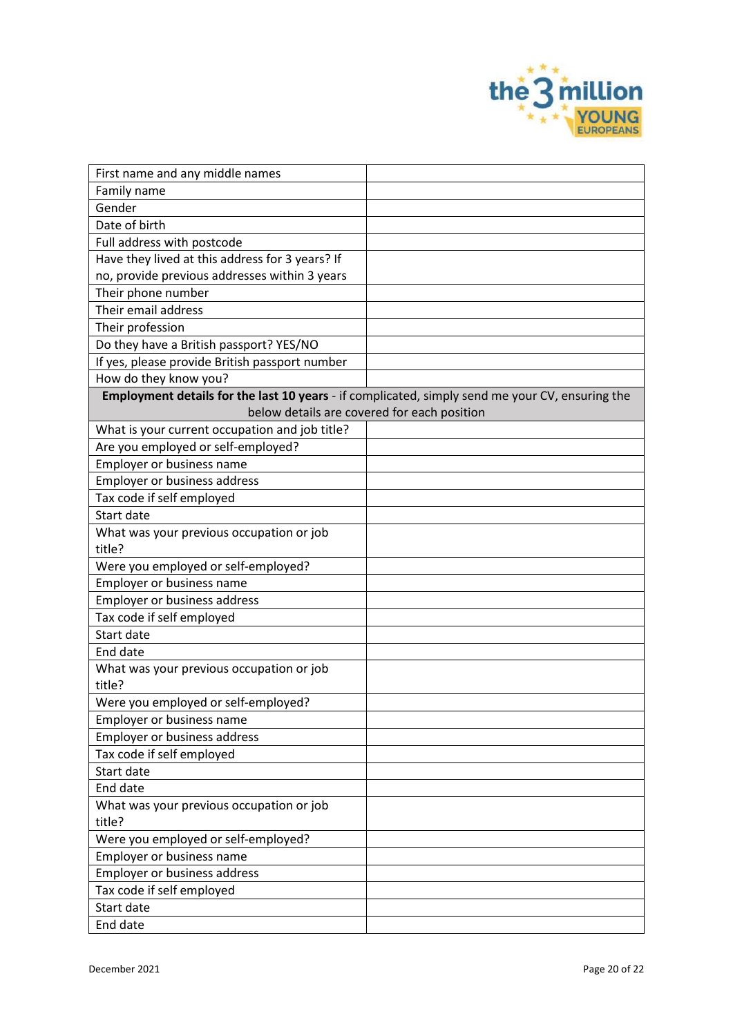| First name and any middle names | |
|---|---|
| Family name | |
| Gender | |
| Date of birth | |
| Full address with postcode | |
| Have they lived at this address for 3 years? If no, provide previous addresses within 3 years | |
| Their phone number | |
| Their email address | |
| Their profession | |
| Do they have a British passport? YES/NO | |
| If yes, please provide British passport number | |
| How do they know you? | |
| **Employment details for the last 10 years** - if complicated, simply send me your CV, ensuring the below details are covered for each position | |
| What is your current occupation and job title? | |
| Are you employed or self-employed? | |
| Employer or business name | |
| Employer or business address | |
| Tax code if self employed | |
| Start date | |
| What was your previous occupation or job title? | |
| Were you employed or self-employed? | |
| Employer or business name | |
| Employer or business address | |
| Tax code if self employed | |
| Start date | |
| End date | |
| What was your previous occupation or job title? | |
| Were you employed or self-employed? | |
| Employer or business name | |
| Employer or business address | |
| Tax code if self employed | |
| Start date | |
| End date | |
| What was your previous occupation or job title? | |
| Were you employed or self-employed? | |
| Employer or business name | |
| Employer or business address | |
| Tax code if self employed | |
| Start date | |
| End date | |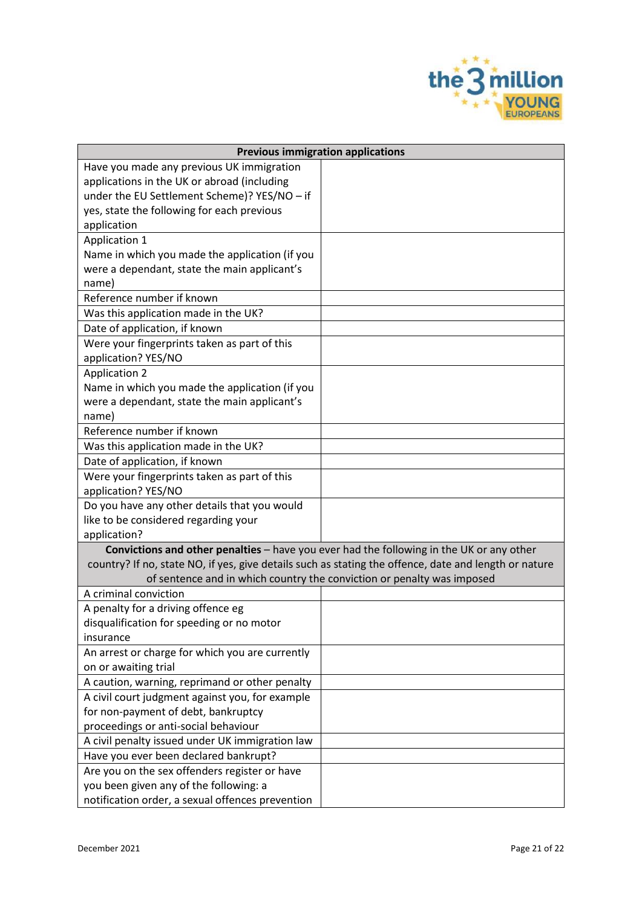| Previous immigration applications | |
|---|---|
| Have you made any previous UK immigration applications in the UK or abroad (including under the EU Settlement Scheme)? YES/NO – if yes, state the following for each previous application | |
| Application 1<br>Name in which you made the application (if you were a dependant, state the main applicant's name) | |
| Reference number if known | |
| Was this application made in the UK? | |
| Date of application, if known | |
| Were your fingerprints taken as part of this application? YES/NO | |
| Application 2<br>Name in which you made the application (if you were a dependant, state the main applicant's name) | |
| Reference number if known | |
| Was this application made in the UK? | |
| Date of application, if known | |
| Were your fingerprints taken as part of this application? YES/NO | |
| Do you have any other details that you would like to be considered regarding your application? | |
| **Convictions and other penalties** – have you ever had the following in the UK or any other country? If no, state NO, if yes, give details such as stating the offence, date and length or nature of sentence and in which country the conviction or penalty was imposed | |
| A criminal conviction | |
| A penalty for a driving offence eg disqualification for speeding or no motor insurance | |
| An arrest or charge for which you are currently on or awaiting trial | |
| A caution, warning, reprimand or other penalty | |
| A civil court judgment against you, for example for non-payment of debt, bankruptcy proceedings or anti-social behaviour | |
| A civil penalty issued under UK immigration law | |
| Have you ever been declared bankrupt? | |
| Are you on the sex offenders register or have you been given any of the following: a notification order, a sexual offences prevention | |

December 2021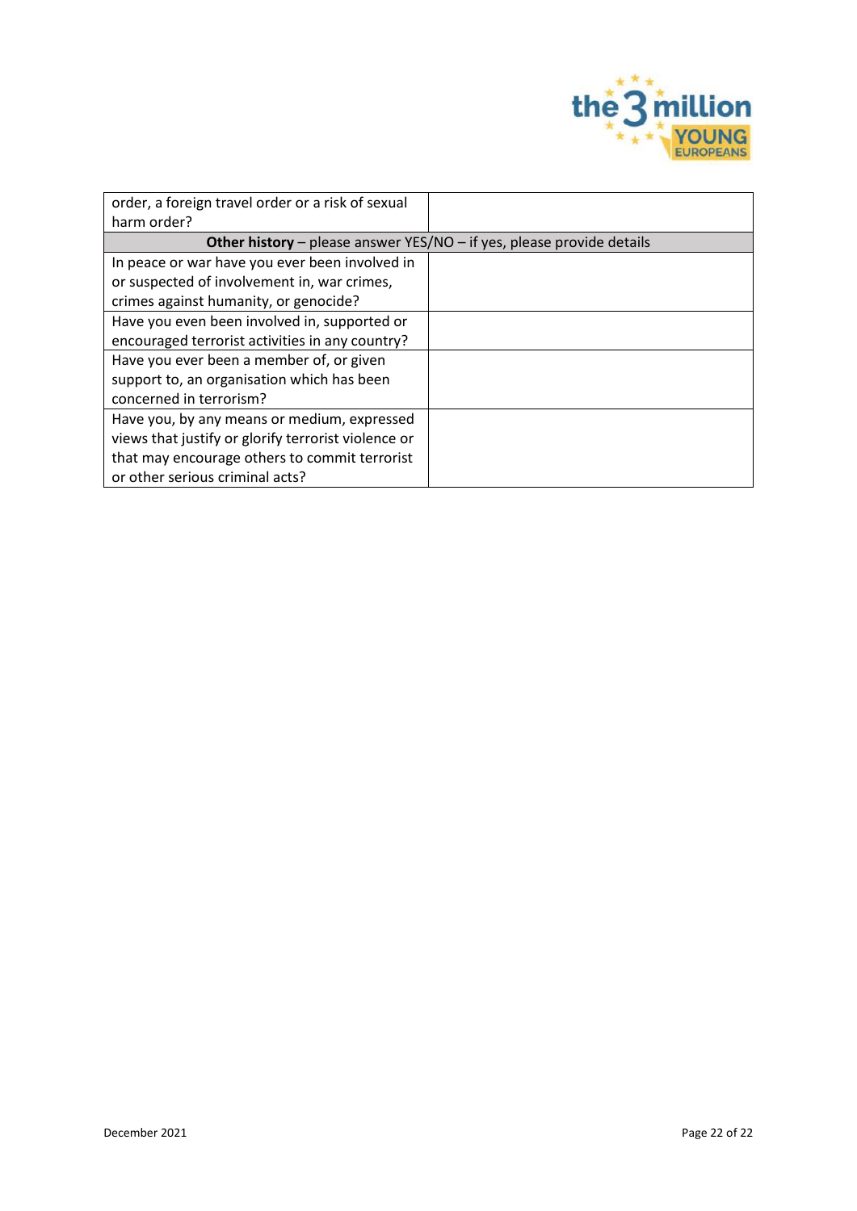| | |
|---|---|
| order, a foreign travel order or a risk of sexual harm order? | |
| **Other history** – please answer YES/NO – if yes, please provide details | |
| In peace or war have you ever been involved in or suspected of involvement in, war crimes, crimes against humanity, or genocide? | |
| Have you even been involved in, supported or encouraged terrorist activities in any country? | |
| Have you ever been a member of, or given support to, an organisation which has been concerned in terrorism? | |
| Have you, by any means or medium, expressed views that justify or glorify terrorist violence or that may encourage others to commit terrorist or other serious criminal acts? | |

December 2021